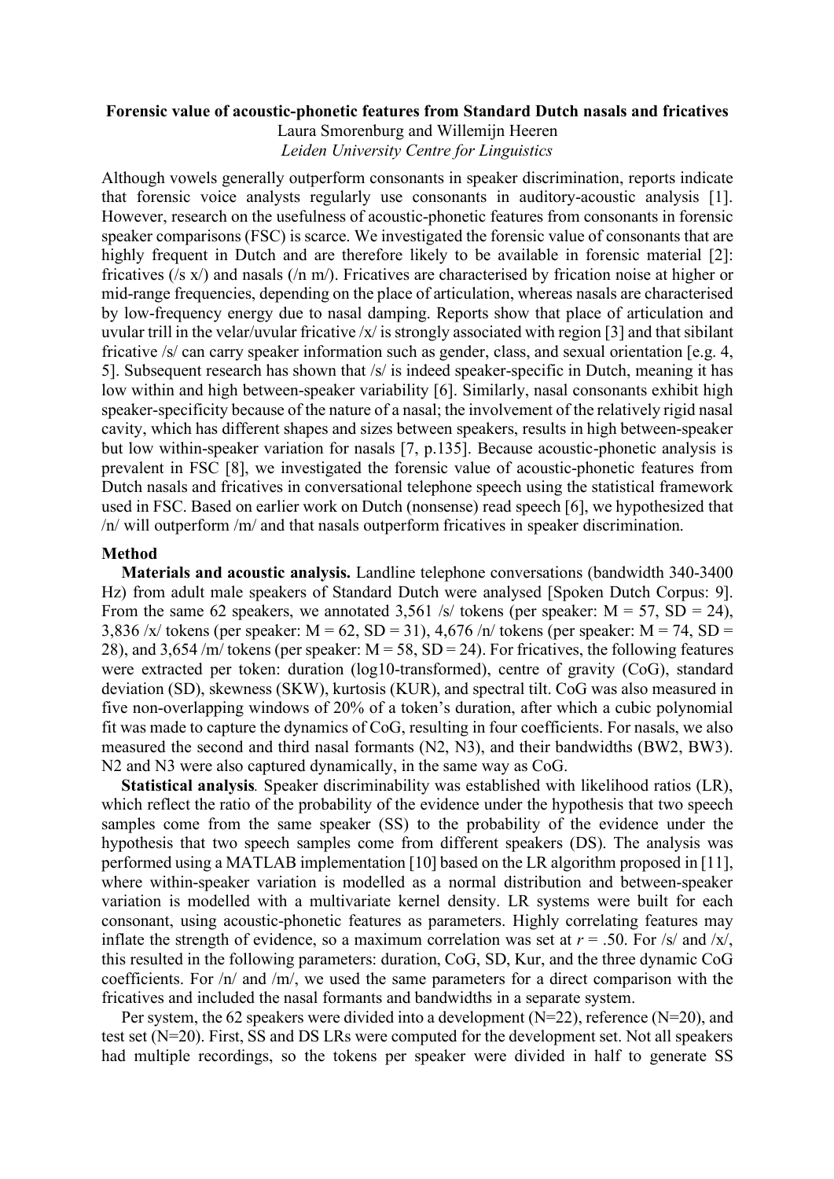**Forensic value of acoustic-phonetic features from Standard Dutch nasals and fricatives**

Laura Smorenburg and Willemijn Heeren

*Leiden University Centre for Linguistics*

Although vowels generally outperform consonants in speaker discrimination, reports indicate that forensic voice analysts regularly use consonants in auditory-acoustic analysis [1]. However, research on the usefulness of acoustic-phonetic features from consonants in forensic speaker comparisons (FSC) is scarce. We investigated the forensic value of consonants that are highly frequent in Dutch and are therefore likely to be available in forensic material [2]: fricatives (/s x/) and nasals (/n m/). Fricatives are characterised by frication noise at higher or mid-range frequencies, depending on the place of articulation, whereas nasals are characterised by low-frequency energy due to nasal damping. Reports show that place of articulation and uvular trill in the velar/uvular fricative /x/ is strongly associated with region [3] and that sibilant fricative /s/ can carry speaker information such as gender, class, and sexual orientation [e.g. 4, 5]. Subsequent research has shown that /s/ is indeed speaker-specific in Dutch, meaning it has low within and high between-speaker variability [6]. Similarly, nasal consonants exhibit high speaker-specificity because of the nature of a nasal; the involvement of the relatively rigid nasal cavity, which has different shapes and sizes between speakers, results in high between-speaker but low within-speaker variation for nasals [7, p.135]. Because acoustic-phonetic analysis is prevalent in FSC [8], we investigated the forensic value of acoustic-phonetic features from Dutch nasals and fricatives in conversational telephone speech using the statistical framework used in FSC. Based on earlier work on Dutch (nonsense) read speech [6], we hypothesized that /n/ will outperform /m/ and that nasals outperform fricatives in speaker discrimination.

**Method**

**Materials and acoustic analysis.** Landline telephone conversations (bandwidth 340-3400 Hz) from adult male speakers of Standard Dutch were analysed [Spoken Dutch Corpus: 9]. From the same 62 speakers, we annotated 3,561 /s/ tokens (per speaker: M = 57, SD = 24), 3,836 /x/ tokens (per speaker: M = 62, SD = 31), 4,676 /n/ tokens (per speaker: M = 74, SD = 28), and 3,654 /m/ tokens (per speaker: M = 58, SD = 24). For fricatives, the following features were extracted per token: duration (log10-transformed), centre of gravity (CoG), standard deviation (SD), skewness (SKW), kurtosis (KUR), and spectral tilt. CoG was also measured in five non-overlapping windows of 20% of a token's duration, after which a cubic polynomial fit was made to capture the dynamics of CoG, resulting in four coefficients. For nasals, we also measured the second and third nasal formants (N2, N3), and their bandwidths (BW2, BW3). N2 and N3 were also captured dynamically, in the same way as CoG.

**Statistical analysis***.* Speaker discriminability was established with likelihood ratios (LR), which reflect the ratio of the probability of the evidence under the hypothesis that two speech samples come from the same speaker (SS) to the probability of the evidence under the hypothesis that two speech samples come from different speakers (DS). The analysis was performed using a MATLAB implementation [10] based on the LR algorithm proposed in [11], where within-speaker variation is modelled as a normal distribution and between-speaker variation is modelled with a multivariate kernel density. LR systems were built for each consonant, using acoustic-phonetic features as parameters. Highly correlating features may inflate the strength of evidence, so a maximum correlation was set at $r = .50$. For /s/ and /x/, this resulted in the following parameters: duration, CoG, SD, Kur, and the three dynamic CoG coefficients. For /n/ and /m/, we used the same parameters for a direct comparison with the fricatives and included the nasal formants and bandwidths in a separate system.

Per system, the 62 speakers were divided into a development (N=22), reference (N=20), and test set (N=20). First, SS and DS LRs were computed for the development set. Not all speakers had multiple recordings, so the tokens per speaker were divided in half to generate SS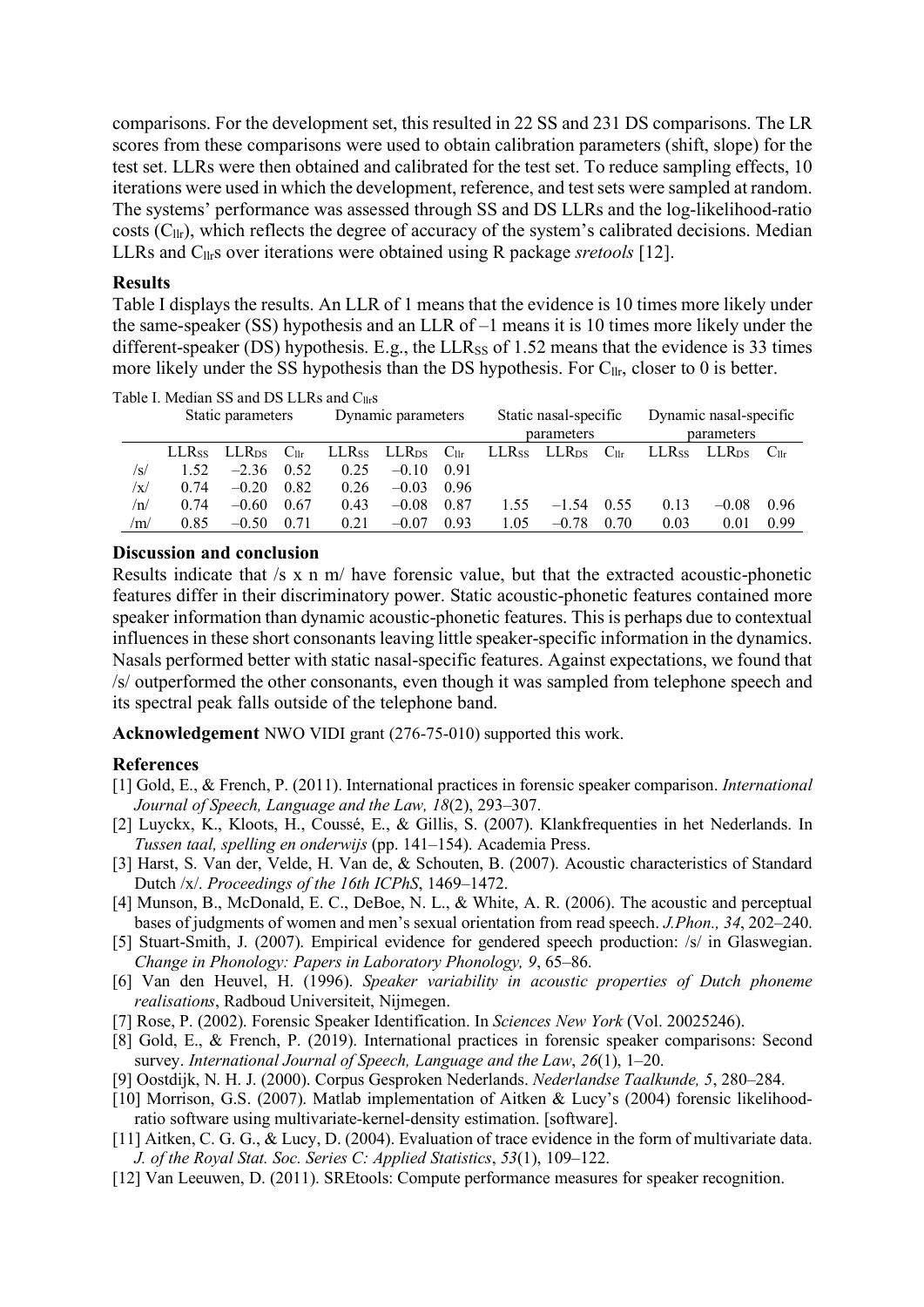comparisons. For the development set, this resulted in 22 SS and 231 DS comparisons. The LR scores from these comparisons were used to obtain calibration parameters (shift, slope) for the test set. LLRs were then obtained and calibrated for the test set. To reduce sampling effects, 10 iterations were used in which the development, reference, and test sets were sampled at random. The systems' performance was assessed through SS and DS LLRs and the log-likelihood-ratio costs ($C_{llr}$), which reflects the degree of accuracy of the system's calibrated decisions. Median LLRs and $C_{llr}$s over iterations were obtained using R package *sretools* [12].

**Results**

Table I displays the results. An LLR of 1 means that the evidence is 10 times more likely under the same-speaker (SS) hypothesis and an LLR of –1 means it is 10 times more likely under the different-speaker (DS) hypothesis. E.g., the $LLR_{SS}$ of 1.52 means that the evidence is 33 times more likely under the SS hypothesis than the DS hypothesis. For $C_{llr}$, closer to 0 is better.

Table I. Median SS and DS LLRs and $C_{llr}$s

| | Static parameters | | | Dynamic parameters | | | Static nasal-specific parameters | | | Dynamic nasal-specific parameters | | |
|---|---|---|---|---|---|---|---|---|---|---|---|---|
| | $LLR_{SS}$ | $LLR_{DS}$ | $C_{llr}$ | $LLR_{SS}$ | $LLR_{DS}$ | $C_{llr}$ | $LLR_{SS}$ | $LLR_{DS}$ | $C_{llr}$ | $LLR_{SS}$ | $LLR_{DS}$ | $C_{llr}$ |
| /s/ | 1.52 | –2.36 | 0.52 | 0.25 | –0.10 | 0.91 | | | | | | |
| /x/ | 0.74 | –0.20 | 0.82 | 0.26 | –0.03 | 0.96 | | | | | | |
| /n/ | 0.74 | –0.60 | 0.67 | 0.43 | –0.08 | 0.87 | 1.55 | –1.54 | 0.55 | 0.13 | –0.08 | 0.96 |
| /m/ | 0.85 | –0.50 | 0.71 | 0.21 | –0.07 | 0.93 | 1.05 | –0.78 | 0.70 | 0.03 | 0.01 | 0.99 |

**Discussion and conclusion**

Results indicate that /s x n m/ have forensic value, but that the extracted acoustic-phonetic features differ in their discriminatory power. Static acoustic-phonetic features contained more speaker information than dynamic acoustic-phonetic features. This is perhaps due to contextual influences in these short consonants leaving little speaker-specific information in the dynamics. Nasals performed better with static nasal-specific features. Against expectations, we found that /s/ outperformed the other consonants, even though it was sampled from telephone speech and its spectral peak falls outside of the telephone band.

**Acknowledgement** NWO VIDI grant (276-75-010) supported this work.

**References**

[1] Gold, E., & French, P. (2011). International practices in forensic speaker comparison. *International Journal of Speech, Language and the Law, 18*(2), 293–307.

[2] Luyckx, K., Kloots, H., Coussé, E., & Gillis, S. (2007). Klankfrequenties in het Nederlands. In *Tussen taal, spelling en onderwijs* (pp. 141–154). Academia Press.

[3] Harst, S. Van der, Velde, H. Van de, & Schouten, B. (2007). Acoustic characteristics of Standard Dutch /x/. *Proceedings of the 16th ICPhS*, 1469–1472.

[4] Munson, B., McDonald, E. C., DeBoe, N. L., & White, A. R. (2006). The acoustic and perceptual bases of judgments of women and men's sexual orientation from read speech. *J.Phon., 34*, 202–240.

[5] Stuart-Smith, J. (2007). Empirical evidence for gendered speech production: /s/ in Glaswegian. *Change in Phonology: Papers in Laboratory Phonology, 9*, 65–86.

[6] Van den Heuvel, H. (1996). *Speaker variability in acoustic properties of Dutch phoneme realisations*, Radboud Universiteit, Nijmegen.

[7] Rose, P. (2002). Forensic Speaker Identification. In *Sciences New York* (Vol. 20025246).

[8] Gold, E., & French, P. (2019). International practices in forensic speaker comparisons: Second survey. *International Journal of Speech, Language and the Law*, *26*(1), 1–20.

[9] Oostdijk, N. H. J. (2000). Corpus Gesproken Nederlands. *Nederlandse Taalkunde, 5*, 280–284.

[10] Morrison, G.S. (2007). Matlab implementation of Aitken & Lucy's (2004) forensic likelihood-ratio software using multivariate-kernel-density estimation. [software].

[11] Aitken, C. G. G., & Lucy, D. (2004). Evaluation of trace evidence in the form of multivariate data. *J. of the Royal Stat. Soc. Series C: Applied Statistics*, *53*(1), 109–122.

[12] Van Leeuwen, D. (2011). SREtools: Compute performance measures for speaker recognition.